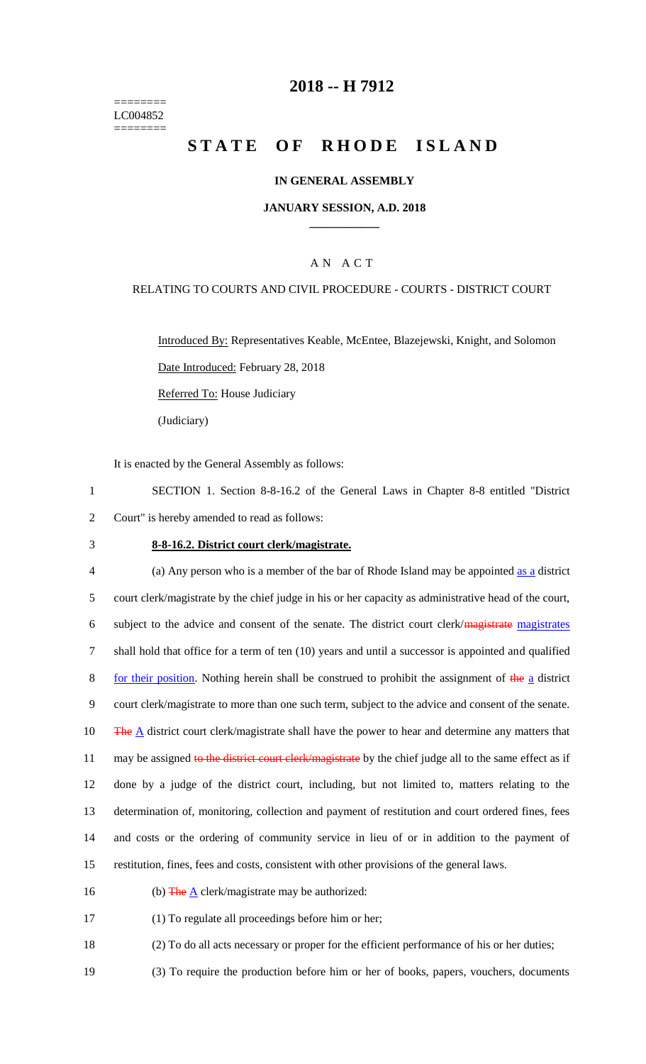========
LC004852
========

# 2018 -- H 7912

# STATE OF RHODE ISLAND

### IN GENERAL ASSEMBLY

### JANUARY SESSION, A.D. 2018

## A N A C T

RELATING TO COURTS AND CIVIL PROCEDURE - COURTS - DISTRICT COURT

Introduced By: Representatives Keable, McEntee, Blazejewski, Knight, and Solomon

Date Introduced: February 28, 2018

Referred To: House Judiciary

(Judiciary)

It is enacted by the General Assembly as follows:

1 SECTION 1. Section 8-8-16.2 of the General Laws in Chapter 8-8 entitled "District
2 Court" is hereby amended to read as follows:

3 **8-8-16.2. District court clerk/magistrate.**

4 (a) Any person who is a member of the bar of Rhode Island may be appointed as a district
5 court clerk/magistrate by the chief judge in his or her capacity as administrative head of the court,
6 subject to the advice and consent of the senate. The district court clerk/~~magistrate~~ magistrates
7 shall hold that office for a term of ten (10) years and until a successor is appointed and qualified
8 for their position. Nothing herein shall be construed to prohibit the assignment of ~~the~~ a district
9 court clerk/magistrate to more than one such term, subject to the advice and consent of the senate.
10 ~~The~~ A district court clerk/magistrate shall have the power to hear and determine any matters that
11 may be assigned ~~to the district court clerk/magistrate~~ by the chief judge all to the same effect as if
12 done by a judge of the district court, including, but not limited to, matters relating to the
13 determination of, monitoring, collection and payment of restitution and court ordered fines, fees
14 and costs or the ordering of community service in lieu of or in addition to the payment of
15 restitution, fines, fees and costs, consistent with other provisions of the general laws.

16 (b) ~~The~~ A clerk/magistrate may be authorized:

17 (1) To regulate all proceedings before him or her;

18 (2) To do all acts necessary or proper for the efficient performance of his or her duties;

19 (3) To require the production before him or her of books, papers, vouchers, documents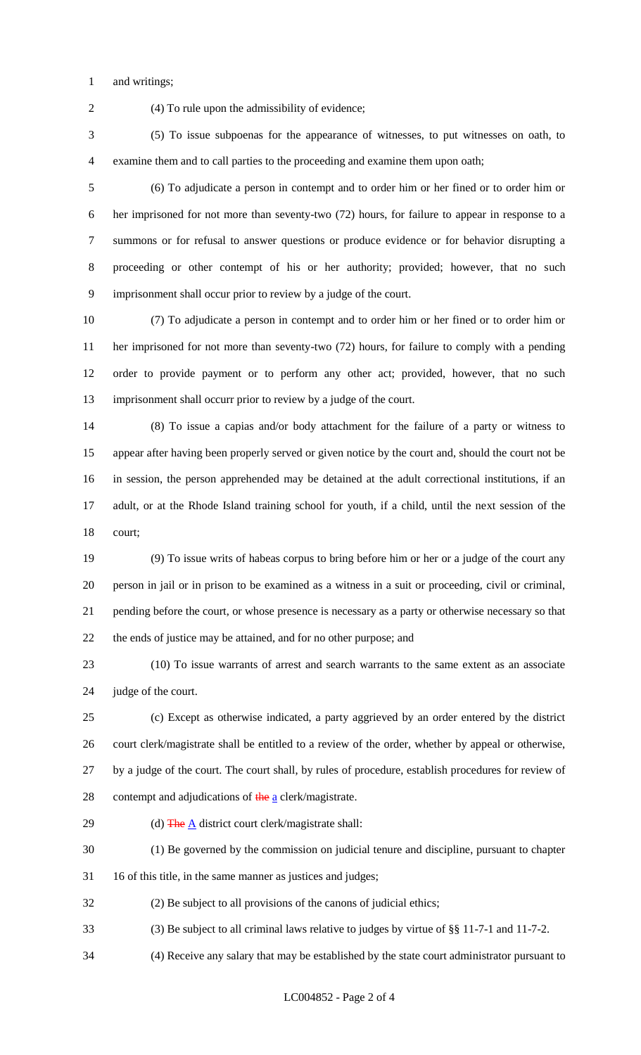and writings;

(4) To rule upon the admissibility of evidence;

(5) To issue subpoenas for the appearance of witnesses, to put witnesses on oath, to examine them and to call parties to the proceeding and examine them upon oath;

(6) To adjudicate a person in contempt and to order him or her fined or to order him or her imprisoned for not more than seventy-two (72) hours, for failure to appear in response to a summons or for refusal to answer questions or produce evidence or for behavior disrupting a proceeding or other contempt of his or her authority; provided; however, that no such imprisonment shall occur prior to review by a judge of the court.

(7) To adjudicate a person in contempt and to order him or her fined or to order him or her imprisoned for not more than seventy-two (72) hours, for failure to comply with a pending order to provide payment or to perform any other act; provided, however, that no such imprisonment shall occurr prior to review by a judge of the court.

(8) To issue a capias and/or body attachment for the failure of a party or witness to appear after having been properly served or given notice by the court and, should the court not be in session, the person apprehended may be detained at the adult correctional institutions, if an adult, or at the Rhode Island training school for youth, if a child, until the next session of the court;

(9) To issue writs of habeas corpus to bring before him or her or a judge of the court any person in jail or in prison to be examined as a witness in a suit or proceeding, civil or criminal, pending before the court, or whose presence is necessary as a party or otherwise necessary so that the ends of justice may be attained, and for no other purpose; and

(10) To issue warrants of arrest and search warrants to the same extent as an associate judge of the court.

(c) Except as otherwise indicated, a party aggrieved by an order entered by the district court clerk/magistrate shall be entitled to a review of the order, whether by appeal or otherwise, by a judge of the court. The court shall, by rules of procedure, establish procedures for review of contempt and adjudications of ~~the~~ a clerk/magistrate.

(d) ~~The~~ A district court clerk/magistrate shall:

(1) Be governed by the commission on judicial tenure and discipline, pursuant to chapter 16 of this title, in the same manner as justices and judges;

(2) Be subject to all provisions of the canons of judicial ethics;

(3) Be subject to all criminal laws relative to judges by virtue of §§ 11-7-1 and 11-7-2.

(4) Receive any salary that may be established by the state court administrator pursuant to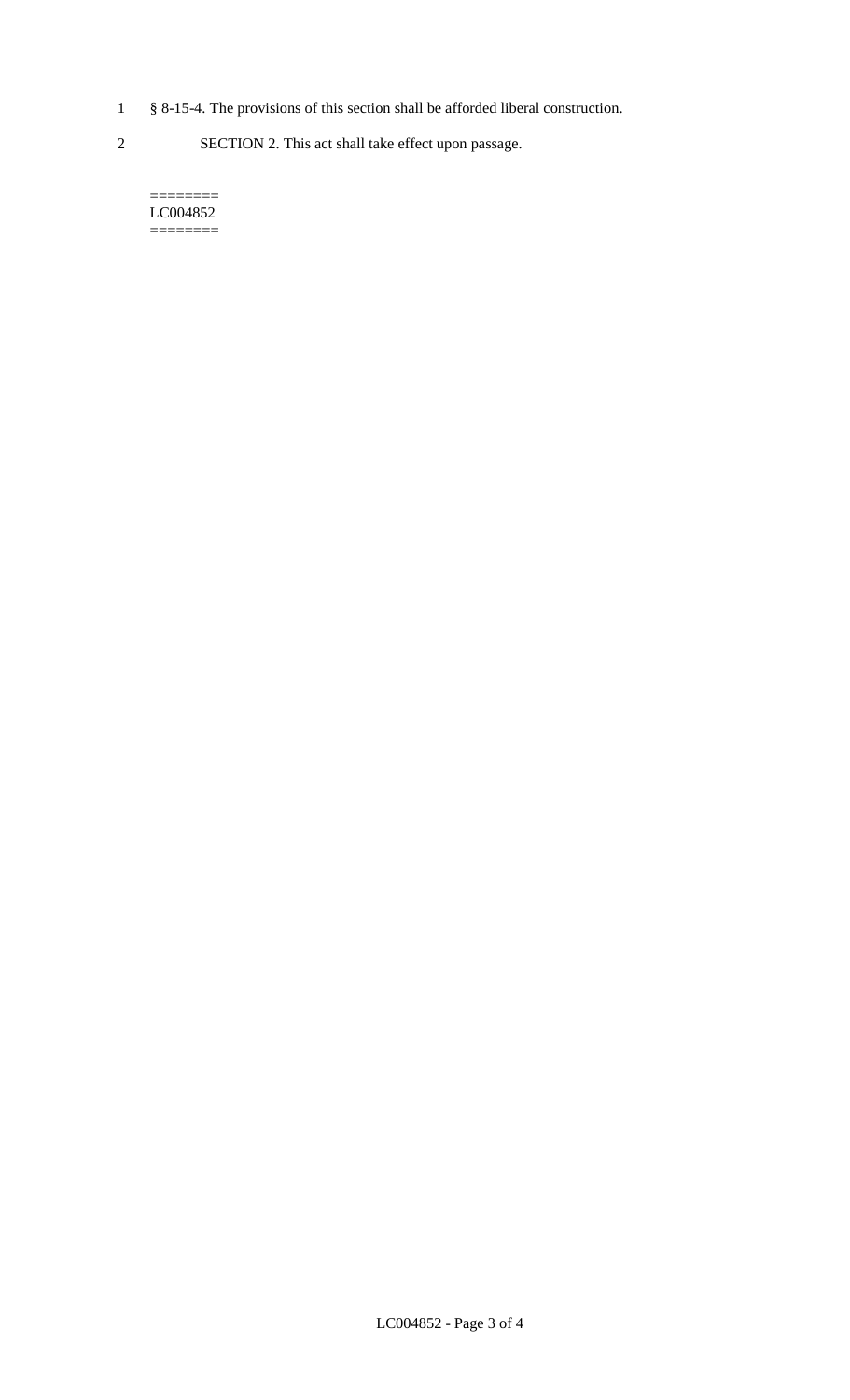1 § 8-15-4. The provisions of this section shall be afforded liberal construction.

2 SECTION 2. This act shall take effect upon passage.

========
LC004852
========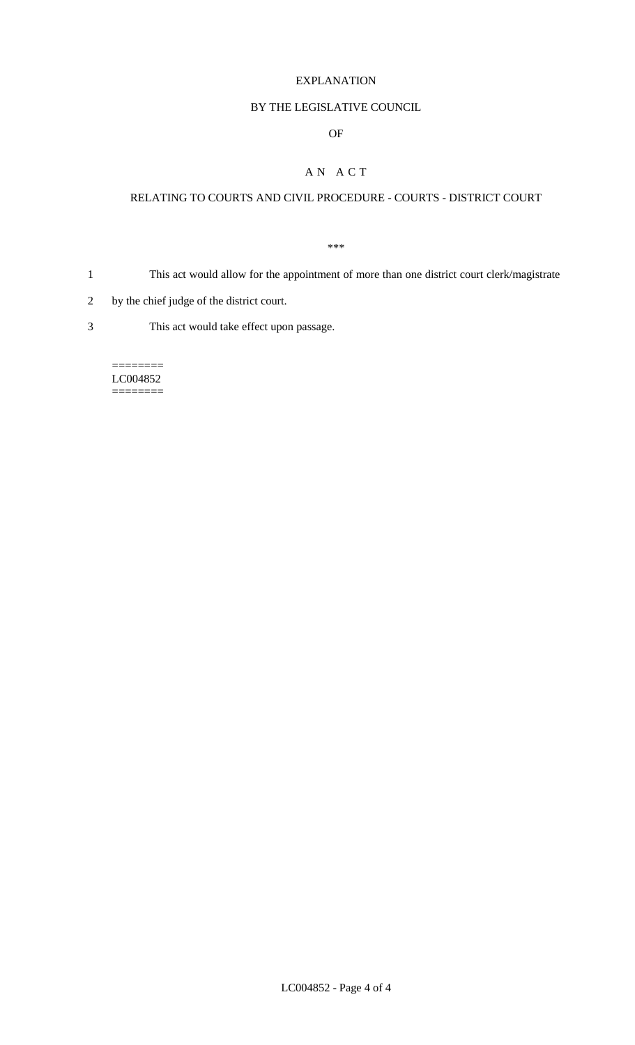EXPLANATION

BY THE LEGISLATIVE COUNCIL

OF

A N A C T

RELATING TO COURTS AND CIVIL PROCEDURE - COURTS - DISTRICT COURT

\*\*\*

1 This act would allow for the appointment of more than one district court clerk/magistrate

2 by the chief judge of the district court.

3 This act would take effect upon passage.

========
LC004852
========